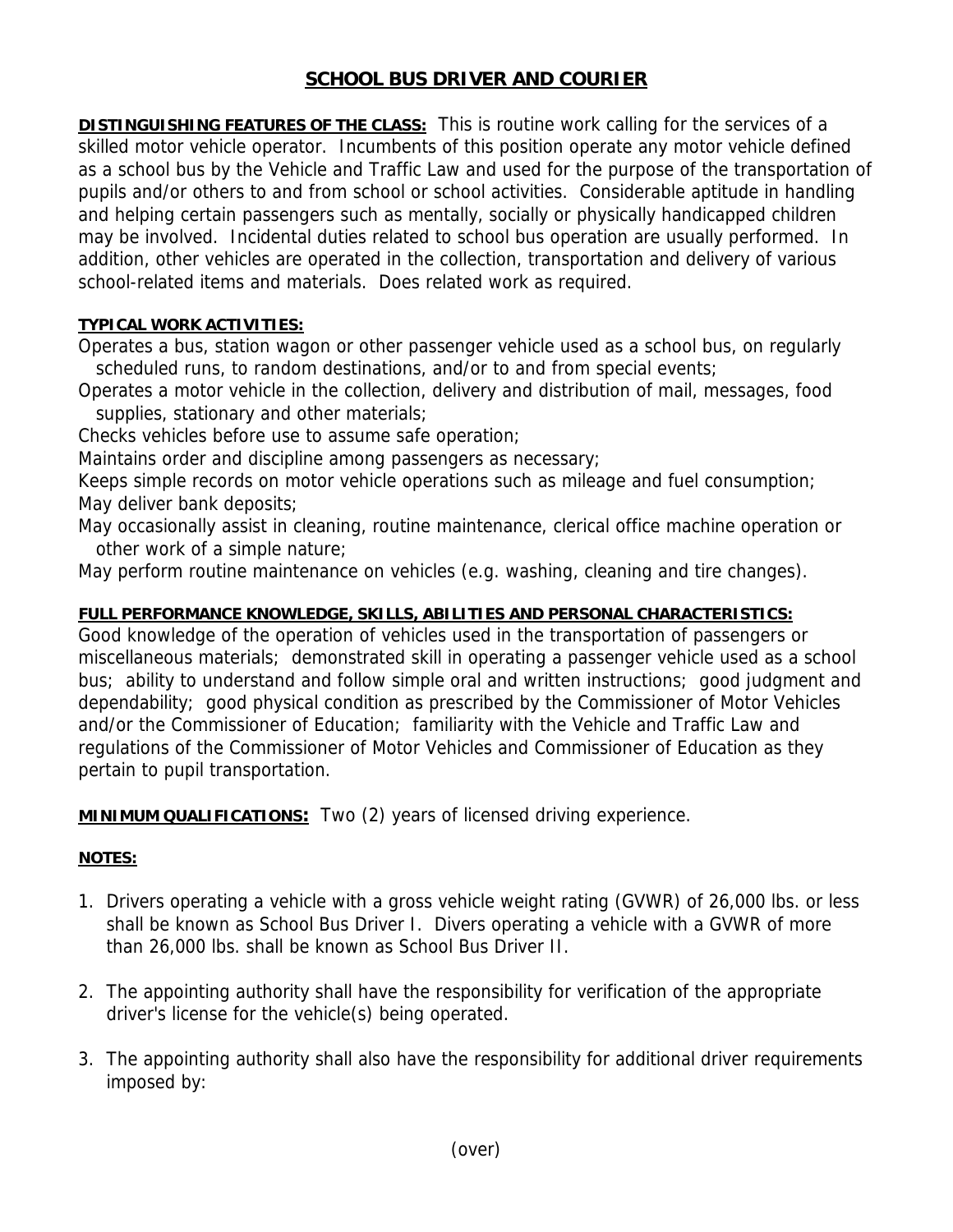# SCHOOL BUS DRIVER AND COURIER

**DISTINGUISHING FEATURES OF THE CLASS:** This is routine work calling for the services of a skilled motor vehicle operator. Incumbents of this position operate any motor vehicle defined as a school bus by the Vehicle and Traffic Law and used for the purpose of the transportation of pupils and/or others to and from school or school activities. Considerable aptitude in handling and helping certain passengers such as mentally, socially or physically handicapped children may be involved. Incidental duties related to school bus operation are usually performed. In addition, other vehicles are operated in the collection, transportation and delivery of various school-related items and materials. Does related work as required.

**TYPICAL WORK ACTIVITIES:**

Operates a bus, station wagon or other passenger vehicle used as a school bus, on regularly scheduled runs, to random destinations, and/or to and from special events;

Operates a motor vehicle in the collection, delivery and distribution of mail, messages, food supplies, stationary and other materials;

Checks vehicles before use to assume safe operation;

Maintains order and discipline among passengers as necessary;

Keeps simple records on motor vehicle operations such as mileage and fuel consumption;

May deliver bank deposits;

May occasionally assist in cleaning, routine maintenance, clerical office machine operation or other work of a simple nature;

May perform routine maintenance on vehicles (e.g. washing, cleaning and tire changes).

**FULL PERFORMANCE KNOWLEDGE, SKILLS, ABILITIES AND PERSONAL CHARACTERISTICS:**
Good knowledge of the operation of vehicles used in the transportation of passengers or miscellaneous materials; demonstrated skill in operating a passenger vehicle used as a school bus; ability to understand and follow simple oral and written instructions; good judgment and dependability; good physical condition as prescribed by the Commissioner of Motor Vehicles and/or the Commissioner of Education; familiarity with the Vehicle and Traffic Law and regulations of the Commissioner of Motor Vehicles and Commissioner of Education as they pertain to pupil transportation.

**MINIMUM QUALIFICATIONS:** Two (2) years of licensed driving experience.

**NOTES:**

1. Drivers operating a vehicle with a gross vehicle weight rating (GVWR) of 26,000 lbs. or less shall be known as School Bus Driver I. Divers operating a vehicle with a GVWR of more than 26,000 lbs. shall be known as School Bus Driver II.

2. The appointing authority shall have the responsibility for verification of the appropriate driver's license for the vehicle(s) being operated.

3. The appointing authority shall also have the responsibility for additional driver requirements imposed by:

(over)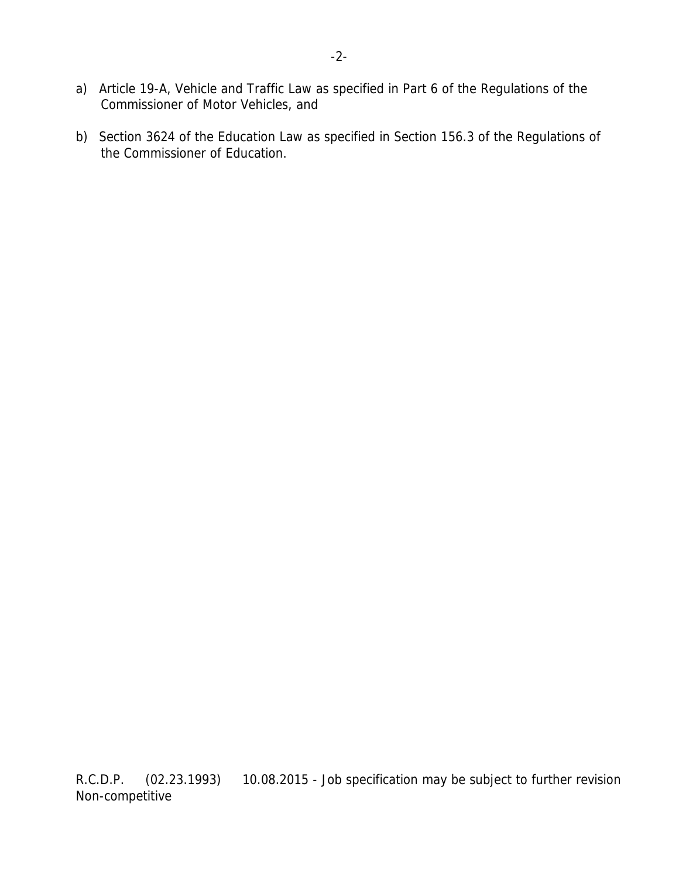a) Article 19-A, Vehicle and Traffic Law as specified in Part 6 of the Regulations of the Commissioner of Motor Vehicles, and

b) Section 3624 of the Education Law as specified in Section 156.3 of the Regulations of the Commissioner of Education.

R.C.D.P. (02.23.1993) 10.08.2015 - Job specification may be subject to further revision
Non-competitive